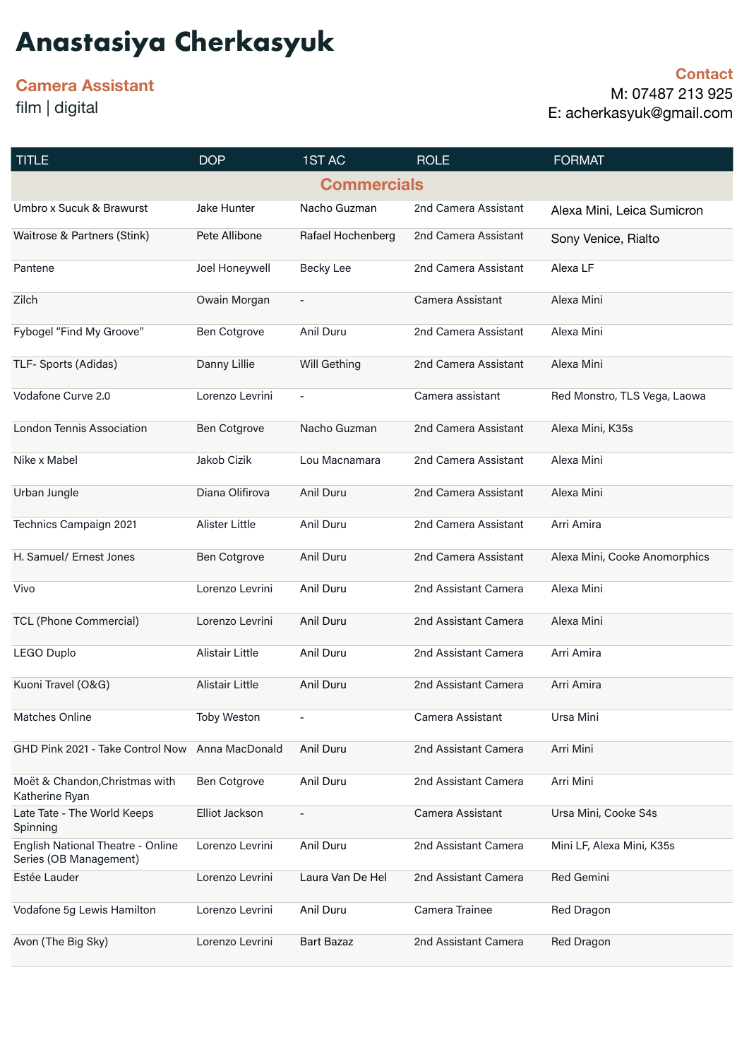# Anastasiya Cherkasyuk

**Camera Assistant**
film | digital

**Contact**
M: 07487 213 925
E: acherkasyuk@gmail.com

| TITLE | DOP | 1ST AC | ROLE | FORMAT |
|---|---|---|---|---|
| **Commercials** | | | | |
| Umbro x Sucuk & Brawurst | Jake Hunter | Nacho Guzman | 2nd Camera Assistant | Alexa Mini, Leica Sumicron |
| Waitrose & Partners (Stink) | Pete Allibone | Rafael Hochenberg | 2nd Camera Assistant | Sony Venice, Rialto |
| Pantene | Joel Honeywell | Becky Lee | 2nd Camera Assistant | Alexa LF |
| Zilch | Owain Morgan | - | Camera Assistant | Alexa Mini |
| Fybogel “Find My Groove” | Ben Cotgrove | Anil Duru | 2nd Camera Assistant | Alexa Mini |
| TLF- Sports (Adidas) | Danny Lillie | Will Gething | 2nd Camera Assistant | Alexa Mini |
| Vodafone Curve 2.0 | Lorenzo Levrini | - | Camera assistant | Red Monstro, TLS Vega, Laowa |
| London Tennis Association | Ben Cotgrove | Nacho Guzman | 2nd Camera Assistant | Alexa Mini, K35s |
| Nike x Mabel | Jakob Cizik | Lou Macnamara | 2nd Camera Assistant | Alexa Mini |
| Urban Jungle | Diana Olifirova | Anil Duru | 2nd Camera Assistant | Alexa Mini |
| Technics Campaign 2021 | Alister Little | Anil Duru | 2nd Camera Assistant | Arri Amira |
| H. Samuel/ Ernest Jones | Ben Cotgrove | Anil Duru | 2nd Camera Assistant | Alexa Mini, Cooke Anomorphics |
| Vivo | Lorenzo Levrini | Anil Duru | 2nd Assistant Camera | Alexa Mini |
| TCL (Phone Commercial) | Lorenzo Levrini | Anil Duru | 2nd Assistant Camera | Alexa Mini |
| LEGO Duplo | Alistair Little | Anil Duru | 2nd Assistant Camera | Arri Amira |
| Kuoni Travel (O&G) | Alistair Little | Anil Duru | 2nd Assistant Camera | Arri Amira |
| Matches Online | Toby Weston | - | Camera Assistant | Ursa Mini |
| GHD Pink 2021 - Take Control Now | Anna MacDonald | Anil Duru | 2nd Assistant Camera | Arri Mini |
| Moët & Chandon,Christmas with Katherine Ryan | Ben Cotgrove | Anil Duru | 2nd Assistant Camera | Arri Mini |
| Late Tate - The World Keeps Spinning | Elliot Jackson | - | Camera Assistant | Ursa Mini, Cooke S4s |
| English National Theatre - Online Series (OB Management) | Lorenzo Levrini | Anil Duru | 2nd Assistant Camera | Mini LF, Alexa Mini, K35s |
| Estée Lauder | Lorenzo Levrini | Laura Van De Hel | 2nd Assistant Camera | Red Gemini |
| Vodafone 5g Lewis Hamilton | Lorenzo Levrini | Anil Duru | Camera Trainee | Red Dragon |
| Avon (The Big Sky) | Lorenzo Levrini | Bart Bazaz | 2nd Assistant Camera | Red Dragon |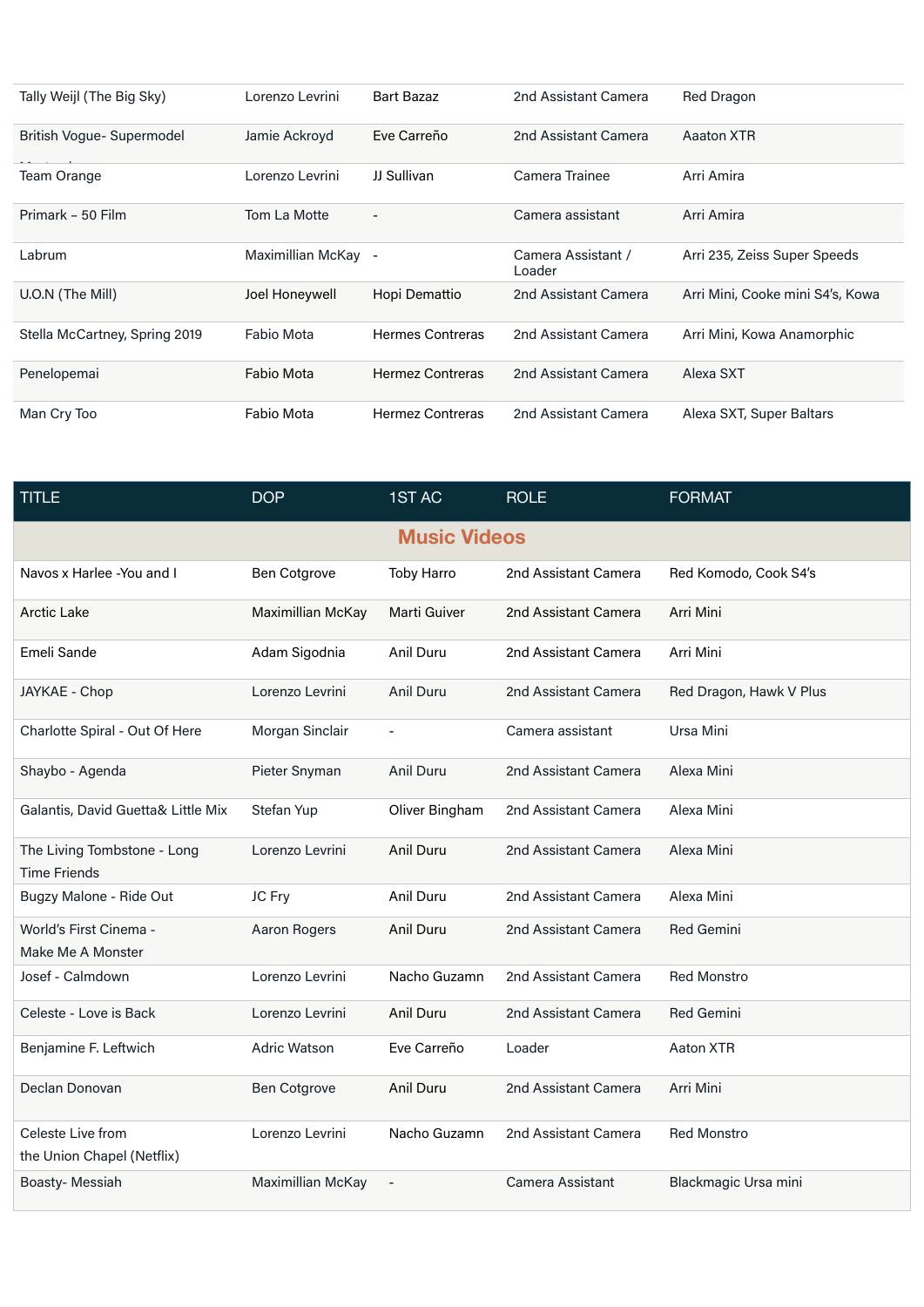| | | | | |
|---|---|---|---|---|
| Tally Weijl (The Big Sky) | Lorenzo Levrini | Bart Bazaz | 2nd Assistant Camera | Red Dragon |
| British Vogue- Supermodel | Jamie Ackroyd | Eve Carreño | 2nd Assistant Camera | Aaaton XTR |
| Team Orange | Lorenzo Levrini | JJ Sullivan | Camera Trainee | Arri Amira |
| Primark – 50 Film | Tom La Motte | - | Camera assistant | Arri Amira |
| Labrum | Maximillian McKay | - | Camera Assistant / Loader | Arri 235, Zeiss Super Speeds |
| U.O.N (The Mill) | Joel Honeywell | Hopi Demattio | 2nd Assistant Camera | Arri Mini, Cooke mini S4's, Kowa |
| Stella McCartney, Spring 2019 | Fabio Mota | Hermes Contreras | 2nd Assistant Camera | Arri Mini, Kowa Anamorphic |
| Penelopemai | Fabio Mota | Hermez Contreras | 2nd Assistant Camera | Alexa SXT |
| Man Cry Too | Fabio Mota | Hermez Contreras | 2nd Assistant Camera | Alexa SXT, Super Baltars |

| TITLE | DOP | 1ST AC | ROLE | FORMAT |
|---|---|---|---|---|
| **Music Videos** | | | | |
| Navos x Harlee -You and I | Ben Cotgrove | Toby Harro | 2nd Assistant Camera | Red Komodo, Cook S4's |
| Arctic Lake | Maximillian McKay | Marti Guiver | 2nd Assistant Camera | Arri Mini |
| Emeli Sande | Adam Sigodnia | Anil Duru | 2nd Assistant Camera | Arri Mini |
| JAYKAE - Chop | Lorenzo Levrini | Anil Duru | 2nd Assistant Camera | Red Dragon, Hawk V Plus |
| Charlotte Spiral - Out Of Here | Morgan Sinclair | - | Camera assistant | Ursa Mini |
| Shaybo - Agenda | Pieter Snyman | Anil Duru | 2nd Assistant Camera | Alexa Mini |
| Galantis, David Guetta& Little Mix | Stefan Yup | Oliver Bingham | 2nd Assistant Camera | Alexa Mini |
| The Living Tombstone - Long Time Friends | Lorenzo Levrini | Anil Duru | 2nd Assistant Camera | Alexa Mini |
| Bugzy Malone - Ride Out | JC Fry | Anil Duru | 2nd Assistant Camera | Alexa Mini |
| World's First Cinema - Make Me A Monster | Aaron Rogers | Anil Duru | 2nd Assistant Camera | Red Gemini |
| Josef - Calmdown | Lorenzo Levrini | Nacho Guzamn | 2nd Assistant Camera | Red Monstro |
| Celeste - Love is Back | Lorenzo Levrini | Anil Duru | 2nd Assistant Camera | Red Gemini |
| Benjamine F. Leftwich | Adric Watson | Eve Carreño | Loader | Aaton XTR |
| Declan Donovan | Ben Cotgrove | Anil Duru | 2nd Assistant Camera | Arri Mini |
| Celeste Live from the Union Chapel (Netflix) | Lorenzo Levrini | Nacho Guzamn | 2nd Assistant Camera | Red Monstro |
| Boasty- Messiah | Maximillian McKay | - | Camera Assistant | Blackmagic Ursa mini |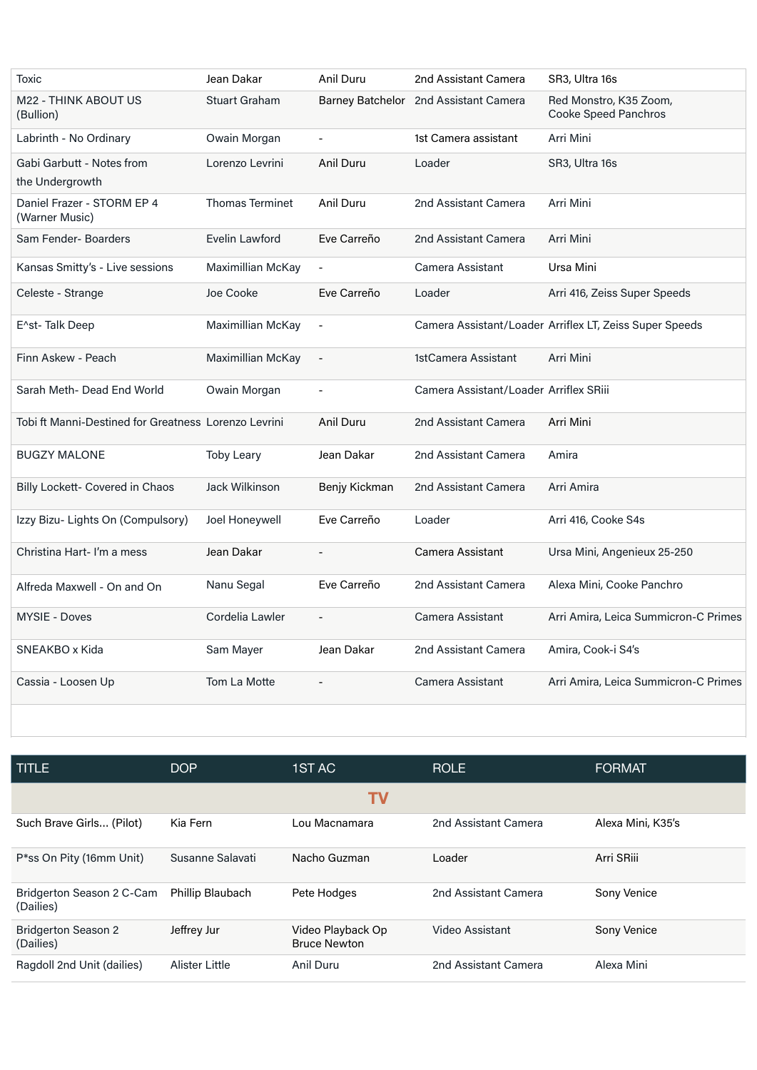| | | | | |
|---|---|---|---|---|
| Toxic | Jean Dakar | Anil Duru | 2nd Assistant Camera | SR3, Ultra 16s |
| M22 - THINK ABOUT US (Bullion) | Stuart Graham | Barney Batchelor | 2nd Assistant Camera | Red Monstro, K35 Zoom, Cooke Speed Panchros |
| Labrinth - No Ordinary | Owain Morgan | - | 1st Camera assistant | Arri Mini |
| Gabi Garbutt - Notes from the Undergrowth | Lorenzo Levrini | Anil Duru | Loader | SR3, Ultra 16s |
| Daniel Frazer - STORM EP 4 (Warner Music) | Thomas Terminet | Anil Duru | 2nd Assistant Camera | Arri Mini |
| Sam Fender- Boarders | Evelin Lawford | Eve Carreño | 2nd Assistant Camera | Arri Mini |
| Kansas Smitty's - Live sessions | Maximillian McKay | - | Camera Assistant | Ursa Mini |
| Celeste - Strange | Joe Cooke | Eve Carreño | Loader | Arri 416, Zeiss Super Speeds |
| E^st- Talk Deep | Maximillian McKay | - | Camera Assistant/Loader | Arriflex LT, Zeiss Super Speeds |
| Finn Askew - Peach | Maximillian McKay | - | 1stCamera Assistant | Arri Mini |
| Sarah Meth- Dead End World | Owain Morgan | - | Camera Assistant/Loader | Arriflex SRiii |
| Tobi ft Manni-Destined for Greatness | Lorenzo Levrini | Anil Duru | 2nd Assistant Camera | Arri Mini |
| BUGZY MALONE | Toby Leary | Jean Dakar | 2nd Assistant Camera | Amira |
| Billy Lockett- Covered in Chaos | Jack Wilkinson | Benjy Kickman | 2nd Assistant Camera | Arri Amira |
| Izzy Bizu- Lights On (Compulsory) | Joel Honeywell | Eve Carreño | Loader | Arri 416, Cooke S4s |
| Christina Hart- I'm a mess | Jean Dakar | - | Camera Assistant | Ursa Mini, Angenieux 25-250 |
| Alfreda Maxwell - On and On | Nanu Segal | Eve Carreño | 2nd Assistant Camera | Alexa Mini, Cooke Panchro |
| MYSIE - Doves | Cordelia Lawler | - | Camera Assistant | Arri Amira, Leica Summicron-C Primes |
| SNEAKBO x Kida | Sam Mayer | Jean Dakar | 2nd Assistant Camera | Amira, Cook-i S4's |
| Cassia - Loosen Up | Tom La Motte | - | Camera Assistant | Arri Amira, Leica Summicron-C Primes |

| TITLE | DOP | 1ST AC | ROLE | FORMAT |
|---|---|---|---|---|
| | | TV | | |
| Such Brave Girls... (Pilot) | Kia Fern | Lou Macnamara | 2nd Assistant Camera | Alexa Mini, K35's |
| P*ss On Pity (16mm Unit) | Susanne Salavati | Nacho Guzman | Loader | Arri SRiii |
| Bridgerton Season 2 C-Cam (Dailies) | Phillip Blaubach | Pete Hodges | 2nd Assistant Camera | Sony Venice |
| Bridgerton Season 2 (Dailies) | Jeffrey Jur | Video Playback Op Bruce Newton | Video Assistant | Sony Venice |
| Ragdoll 2nd Unit (dailies) | Alister Little | Anil Duru | 2nd Assistant Camera | Alexa Mini |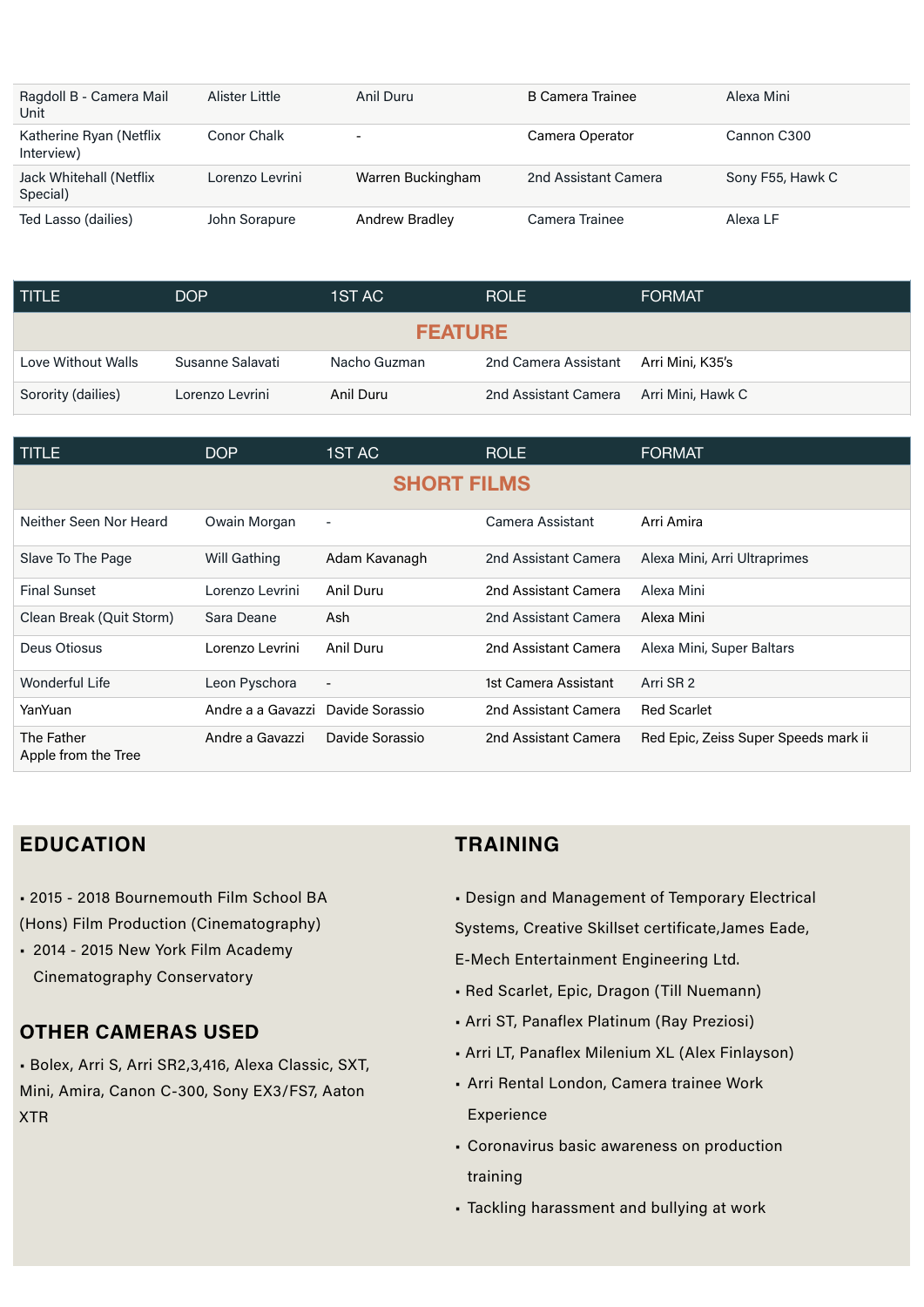| | | | | |
|---|---|---|---|---|
| Ragdoll B - Camera Mail Unit | Alister Little | Anil Duru | B Camera Trainee | Alexa Mini |
| Katherine Ryan (Netflix Interview) | Conor Chalk | - | Camera Operator | Cannon C300 |
| Jack Whitehall (Netflix Special) | Lorenzo Levrini | Warren Buckingham | 2nd Assistant Camera | Sony F55, Hawk C |
| Ted Lasso (dailies) | John Sorapure | Andrew Bradley | Camera Trainee | Alexa LF |

| TITLE | DOP | 1ST AC | ROLE | FORMAT |
|---|---|---|---|---|
| **FEATURE** | | | | |
| Love Without Walls | Susanne Salavati | Nacho Guzman | 2nd Camera Assistant | Arri Mini, K35's |
| Sorority (dailies) | Lorenzo Levrini | Anil Duru | 2nd Assistant Camera | Arri Mini, Hawk C |

| TITLE | DOP | 1ST AC | ROLE | FORMAT |
|---|---|---|---|---|
| **SHORT FILMS** | | | | |
| Neither Seen Nor Heard | Owain Morgan | - | Camera Assistant | Arri Amira |
| Slave To The Page | Will Gathing | Adam Kavanagh | 2nd Assistant Camera | Alexa Mini, Arri Ultraprimes |
| Final Sunset | Lorenzo Levrini | Anil Duru | 2nd Assistant Camera | Alexa Mini |
| Clean Break (Quit Storm) | Sara Deane | Ash | 2nd Assistant Camera | Alexa Mini |
| Deus Otiosus | Lorenzo Levrini | Anil Duru | 2nd Assistant Camera | Alexa Mini, Super Baltars |
| Wonderful Life | Leon Pyschora | - | 1st Camera Assistant | Arri SR 2 |
| YanYuan | Andre a a Gavazzi | Davide Sorassio | 2nd Assistant Camera | Red Scarlet |
| The Father Apple from the Tree | Andre a Gavazzi | Davide Sorassio | 2nd Assistant Camera | Red Epic, Zeiss Super Speeds mark ii |

## EDUCATION

- 2015 - 2018 Bournemouth Film School BA (Hons) Film Production (Cinematography)
- 2014 - 2015 New York Film Academy Cinematography Conservatory

## OTHER CAMERAS USED

- Bolex, Arri S, Arri SR2,3,416, Alexa Classic, SXT, Mini, Amira, Canon C-300, Sony EX3/FS7, Aaton XTR

## TRAINING

- Design and Management of Temporary Electrical Systems, Creative Skillset certificate,James Eade, E-Mech Entertainment Engineering Ltd.
- Red Scarlet, Epic, Dragon (Till Nuemann)
- Arri ST, Panaflex Platinum (Ray Preziosi)
- Arri LT, Panaflex Milenium XL (Alex Finlayson)
- Arri Rental London, Camera trainee Work Experience
- Coronavirus basic awareness on production training
- Tackling harassment and bullying at work